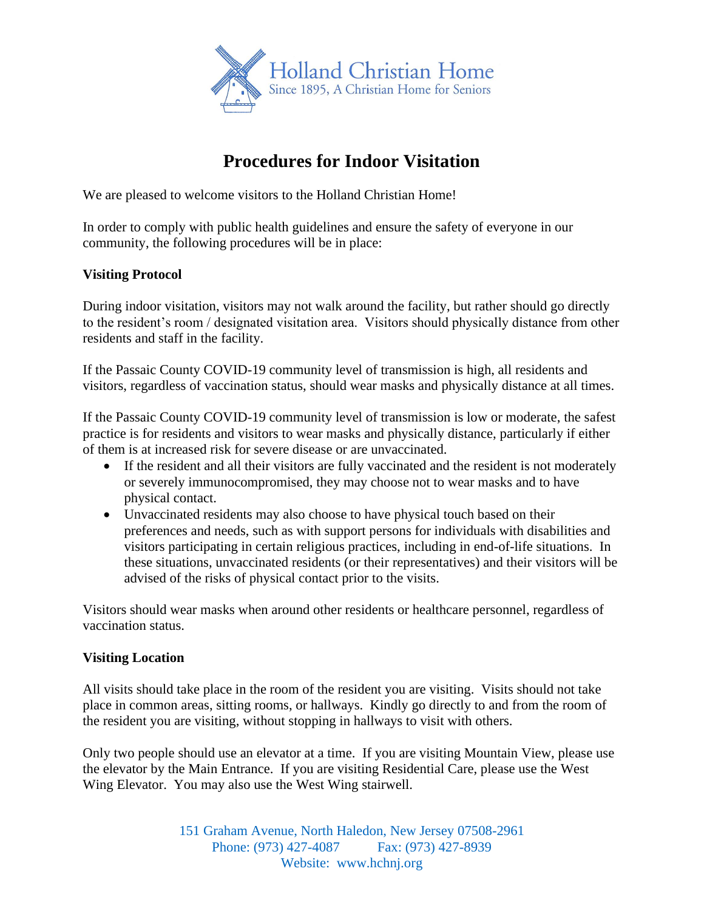Holland Christian Home

Since 1895, A Christian Home for Seniors

# Procedures for Indoor Visitation

We are pleased to welcome visitors to the Holland Christian Home!

In order to comply with public health guidelines and ensure the safety of everyone in our community, the following procedures will be in place:

**Visiting Protocol**

During indoor visitation, visitors may not walk around the facility, but rather should go directly to the resident's room / designated visitation area. Visitors should physically distance from other residents and staff in the facility.

If the Passaic County COVID-19 community level of transmission is high, all residents and visitors, regardless of vaccination status, should wear masks and physically distance at all times.

If the Passaic County COVID-19 community level of transmission is low or moderate, the safest practice is for residents and visitors to wear masks and physically distance, particularly if either of them is at increased risk for severe disease or are unvaccinated.

- If the resident and all their visitors are fully vaccinated and the resident is not moderately or severely immunocompromised, they may choose not to wear masks and to have physical contact.
- Unvaccinated residents may also choose to have physical touch based on their preferences and needs, such as with support persons for individuals with disabilities and visitors participating in certain religious practices, including in end-of-life situations. In these situations, unvaccinated residents (or their representatives) and their visitors will be advised of the risks of physical contact prior to the visits.

Visitors should wear masks when around other residents or healthcare personnel, regardless of vaccination status.

**Visiting Location**

All visits should take place in the room of the resident you are visiting. Visits should not take place in common areas, sitting rooms, or hallways. Kindly go directly to and from the room of the resident you are visiting, without stopping in hallways to visit with others.

Only two people should use an elevator at a time. If you are visiting Mountain View, please use the elevator by the Main Entrance. If you are visiting Residential Care, please use the West Wing Elevator. You may also use the West Wing stairwell.

151 Graham Avenue, North Haledon, New Jersey 07508-2961
Phone: (973) 427-4087 Fax: (973) 427-8939
Website: www.hchnj.org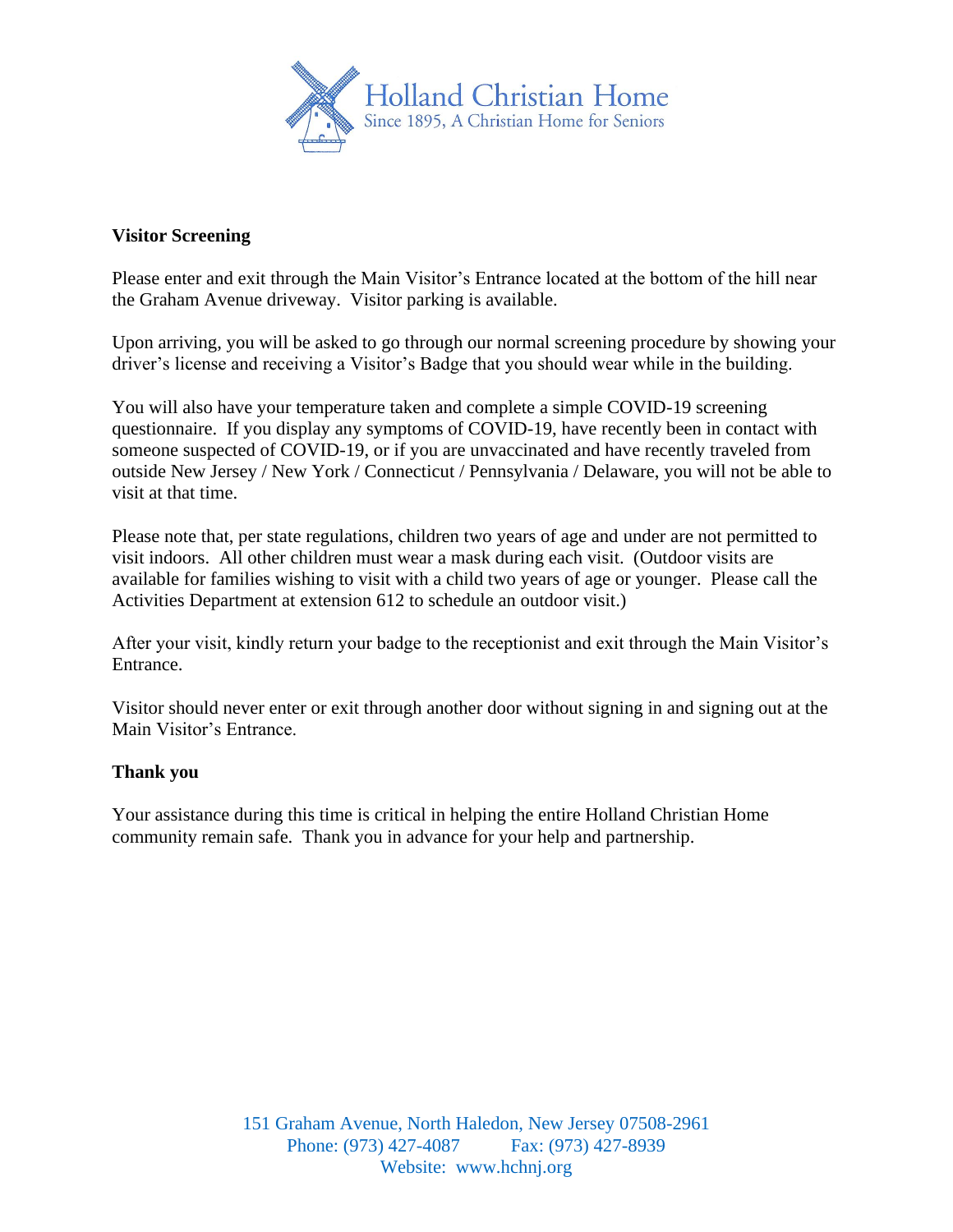Holland Christian Home
Since 1895, A Christian Home for Seniors

**Visitor Screening**

Please enter and exit through the Main Visitor's Entrance located at the bottom of the hill near the Graham Avenue driveway. Visitor parking is available.

Upon arriving, you will be asked to go through our normal screening procedure by showing your driver's license and receiving a Visitor's Badge that you should wear while in the building.

You will also have your temperature taken and complete a simple COVID-19 screening questionnaire. If you display any symptoms of COVID-19, have recently been in contact with someone suspected of COVID-19, or if you are unvaccinated and have recently traveled from outside New Jersey / New York / Connecticut / Pennsylvania / Delaware, you will not be able to visit at that time.

Please note that, per state regulations, children two years of age and under are not permitted to visit indoors. All other children must wear a mask during each visit. (Outdoor visits are available for families wishing to visit with a child two years of age or younger. Please call the Activities Department at extension 612 to schedule an outdoor visit.)

After your visit, kindly return your badge to the receptionist and exit through the Main Visitor's Entrance.

Visitor should never enter or exit through another door without signing in and signing out at the Main Visitor's Entrance.

**Thank you**

Your assistance during this time is critical in helping the entire Holland Christian Home community remain safe. Thank you in advance for your help and partnership.

151 Graham Avenue, North Haledon, New Jersey 07508-2961
Phone: (973) 427-4087 Fax: (973) 427-8939
Website: www.hchnj.org